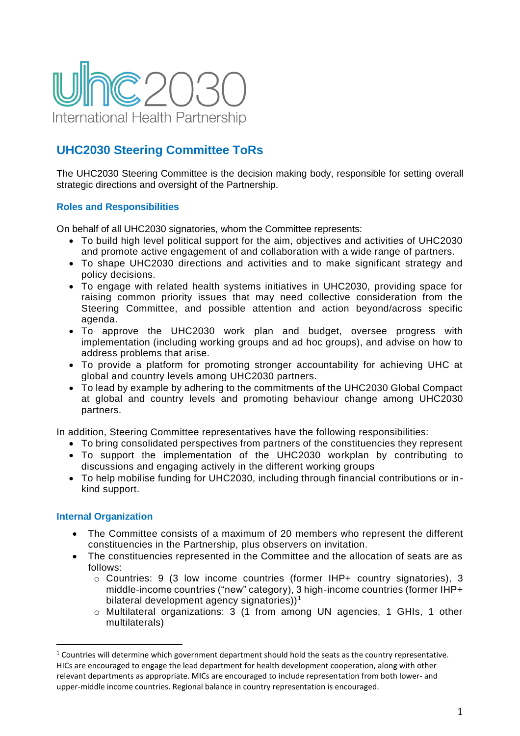uhc2030

International Health Partnership

## UHC2030 Steering Committee ToRs

The UHC2030 Steering Committee is the decision making body, responsible for setting overall strategic directions and oversight of the Partnership.

### Roles and Responsibilities

On behalf of all UHC2030 signatories, whom the Committee represents:

- To build high level political support for the aim, objectives and activities of UHC2030 and promote active engagement of and collaboration with a wide range of partners.
- To shape UHC2030 directions and activities and to make significant strategy and policy decisions.
- To engage with related health systems initiatives in UHC2030, providing space for raising common priority issues that may need collective consideration from the Steering Committee, and possible attention and action beyond/across specific agenda.
- To approve the UHC2030 work plan and budget, oversee progress with implementation (including working groups and ad hoc groups), and advise on how to address problems that arise.
- To provide a platform for promoting stronger accountability for achieving UHC at global and country levels among UHC2030 partners.
- To lead by example by adhering to the commitments of the UHC2030 Global Compact at global and country levels and promoting behaviour change among UHC2030 partners.

In addition, Steering Committee representatives have the following responsibilities:

- To bring consolidated perspectives from partners of the constituencies they represent
- To support the implementation of the UHC2030 workplan by contributing to discussions and engaging actively in the different working groups
- To help mobilise funding for UHC2030, including through financial contributions or in-kind support.

### Internal Organization

- The Committee consists of a maximum of 20 members who represent the different constituencies in the Partnership, plus observers on invitation.
- The constituencies represented in the Committee and the allocation of seats are as follows:
  - Countries: 9 (3 low income countries (former IHP+ country signatories), 3 middle-income countries ("new" category), 3 high-income countries (former IHP+ bilateral development agency signatories))[1]
  - Multilateral organizations: 3 (1 from among UN agencies, 1 GHIs, 1 other multilaterals)

---

[1] Countries will determine which government department should hold the seats as the country representative. HICs are encouraged to engage the lead department for health development cooperation, along with other relevant departments as appropriate. MICs are encouraged to include representation from both lower- and upper-middle income countries. Regional balance in country representation is encouraged.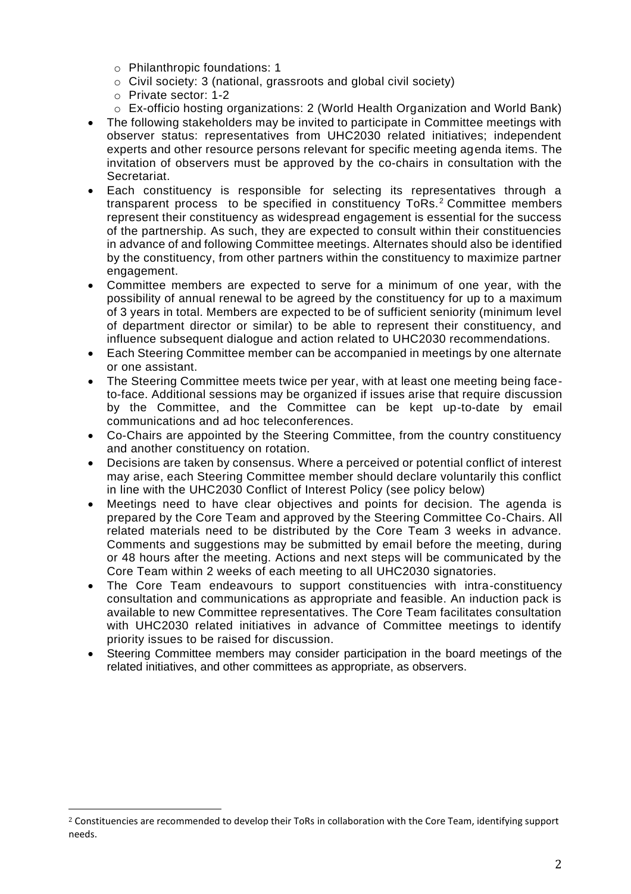- Philanthropic foundations: 1
  - Civil society: 3 (national, grassroots and global civil society)
  - Private sector: 1-2
  - Ex-officio hosting organizations: 2 (World Health Organization and World Bank)
- The following stakeholders may be invited to participate in Committee meetings with observer status: representatives from UHC2030 related initiatives; independent experts and other resource persons relevant for specific meeting agenda items. The invitation of observers must be approved by the co-chairs in consultation with the Secretariat.
- Each constituency is responsible for selecting its representatives through a transparent process to be specified in constituency ToRs.[2] Committee members represent their constituency as widespread engagement is essential for the success of the partnership. As such, they are expected to consult within their constituencies in advance of and following Committee meetings. Alternates should also be identified by the constituency, from other partners within the constituency to maximize partner engagement.
- Committee members are expected to serve for a minimum of one year, with the possibility of annual renewal to be agreed by the constituency for up to a maximum of 3 years in total. Members are expected to be of sufficient seniority (minimum level of department director or similar) to be able to represent their constituency, and influence subsequent dialogue and action related to UHC2030 recommendations.
- Each Steering Committee member can be accompanied in meetings by one alternate or one assistant.
- The Steering Committee meets twice per year, with at least one meeting being face-to-face. Additional sessions may be organized if issues arise that require discussion by the Committee, and the Committee can be kept up-to-date by email communications and ad hoc teleconferences.
- Co-Chairs are appointed by the Steering Committee, from the country constituency and another constituency on rotation.
- Decisions are taken by consensus. Where a perceived or potential conflict of interest may arise, each Steering Committee member should declare voluntarily this conflict in line with the UHC2030 Conflict of Interest Policy (see policy below)
- Meetings need to have clear objectives and points for decision. The agenda is prepared by the Core Team and approved by the Steering Committee Co-Chairs. All related materials need to be distributed by the Core Team 3 weeks in advance. Comments and suggestions may be submitted by email before the meeting, during or 48 hours after the meeting. Actions and next steps will be communicated by the Core Team within 2 weeks of each meeting to all UHC2030 signatories.
- The Core Team endeavours to support constituencies with intra-constituency consultation and communications as appropriate and feasible. An induction pack is available to new Committee representatives. The Core Team facilitates consultation with UHC2030 related initiatives in advance of Committee meetings to identify priority issues to be raised for discussion.
- Steering Committee members may consider participation in the board meetings of the related initiatives, and other committees as appropriate, as observers.

[2] Constituencies are recommended to develop their ToRs in collaboration with the Core Team, identifying support needs.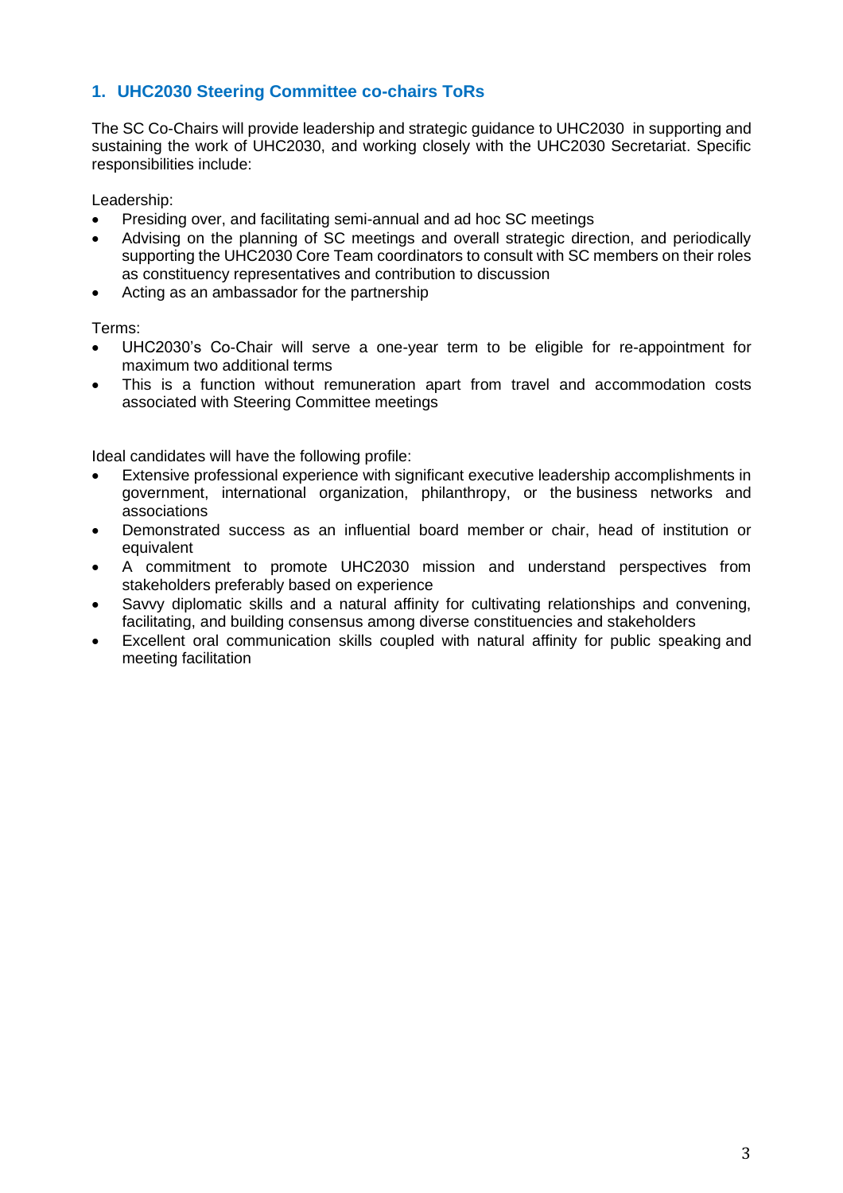## 1. UHC2030 Steering Committee co-chairs ToRs

The SC Co-Chairs will provide leadership and strategic guidance to UHC2030 in supporting and sustaining the work of UHC2030, and working closely with the UHC2030 Secretariat. Specific responsibilities include:

Leadership:

- Presiding over, and facilitating semi-annual and ad hoc SC meetings
- Advising on the planning of SC meetings and overall strategic direction, and periodically supporting the UHC2030 Core Team coordinators to consult with SC members on their roles as constituency representatives and contribution to discussion
- Acting as an ambassador for the partnership

Terms:

- UHC2030's Co-Chair will serve a one-year term to be eligible for re-appointment for maximum two additional terms
- This is a function without remuneration apart from travel and accommodation costs associated with Steering Committee meetings

Ideal candidates will have the following profile:

- Extensive professional experience with significant executive leadership accomplishments in government, international organization, philanthropy, or the business networks and associations
- Demonstrated success as an influential board member or chair, head of institution or equivalent
- A commitment to promote UHC2030 mission and understand perspectives from stakeholders preferably based on experience
- Savvy diplomatic skills and a natural affinity for cultivating relationships and convening, facilitating, and building consensus among diverse constituencies and stakeholders
- Excellent oral communication skills coupled with natural affinity for public speaking and meeting facilitation